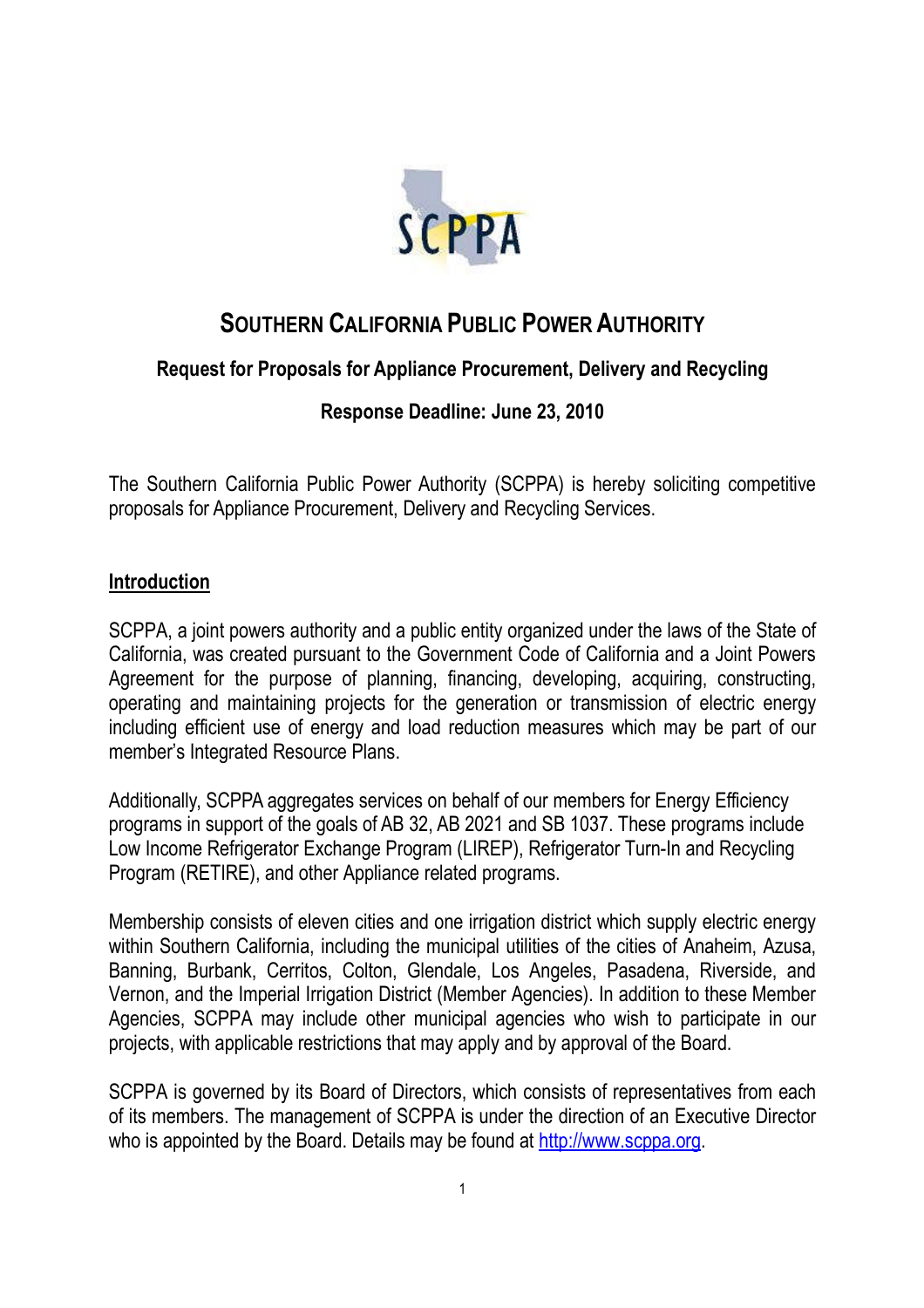# SOUTHERN CALIFORNIA PUBLIC POWER AUTHORITY

**Request for Proposals for Appliance Procurement, Delivery and Recycling**

**Response Deadline: June 23, 2010**

The Southern California Public Power Authority (SCPPA) is hereby soliciting competitive proposals for Appliance Procurement, Delivery and Recycling Services.

## Introduction

SCPPA, a joint powers authority and a public entity organized under the laws of the State of California, was created pursuant to the Government Code of California and a Joint Powers Agreement for the purpose of planning, financing, developing, acquiring, constructing, operating and maintaining projects for the generation or transmission of electric energy including efficient use of energy and load reduction measures which may be part of our member's Integrated Resource Plans.

Additionally, SCPPA aggregates services on behalf of our members for Energy Efficiency programs in support of the goals of AB 32, AB 2021 and SB 1037. These programs include Low Income Refrigerator Exchange Program (LIREP), Refrigerator Turn-In and Recycling Program (RETIRE), and other Appliance related programs.

Membership consists of eleven cities and one irrigation district which supply electric energy within Southern California, including the municipal utilities of the cities of Anaheim, Azusa, Banning, Burbank, Cerritos, Colton, Glendale, Los Angeles, Pasadena, Riverside, and Vernon, and the Imperial Irrigation District (Member Agencies). In addition to these Member Agencies, SCPPA may include other municipal agencies who wish to participate in our projects, with applicable restrictions that may apply and by approval of the Board.

SCPPA is governed by its Board of Directors, which consists of representatives from each of its members. The management of SCPPA is under the direction of an Executive Director who is appointed by the Board. Details may be found at http://www.scppa.org.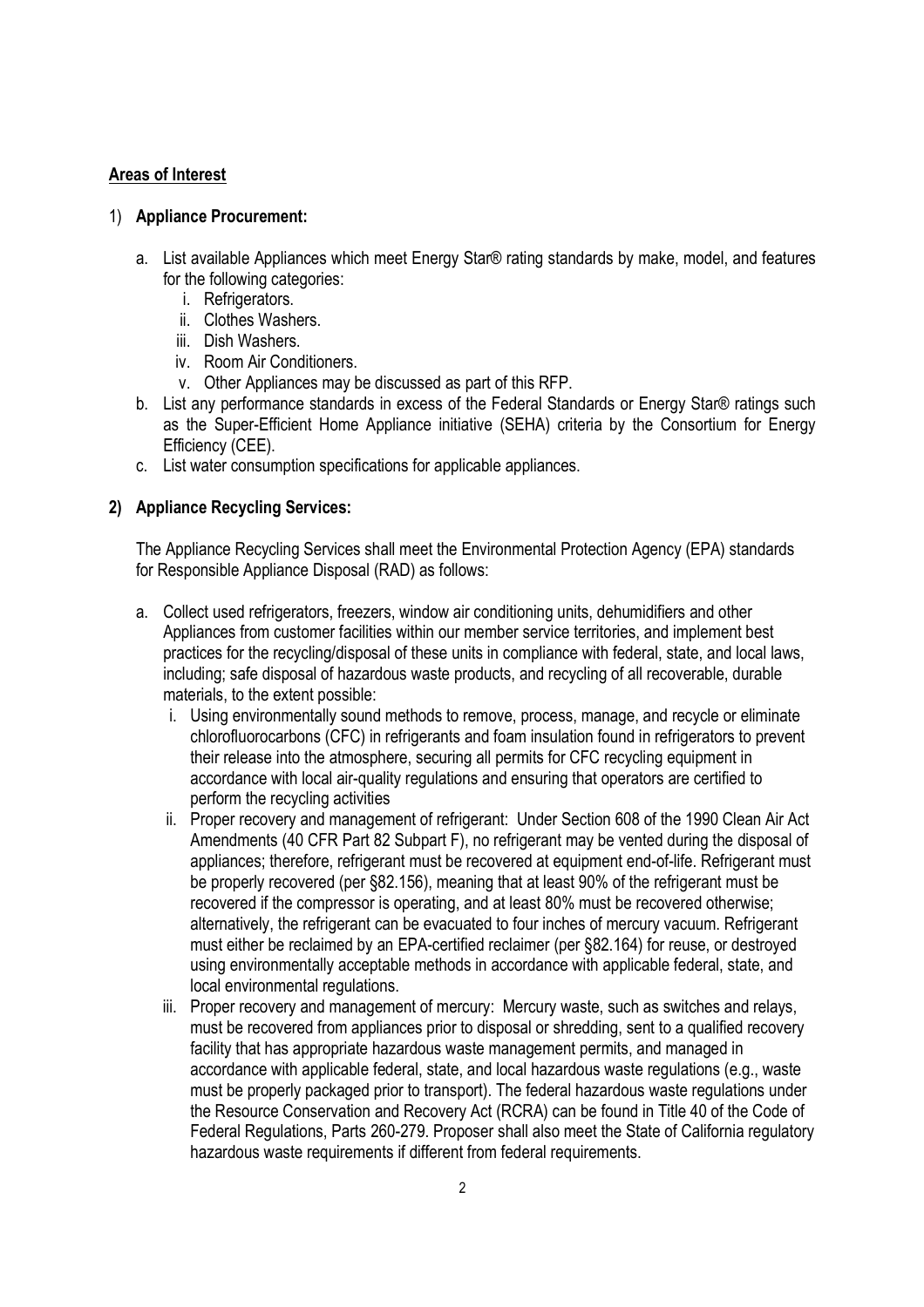**Areas of Interest**

1) **Appliance Procurement:**

   a. List available Appliances which meet Energy Star® rating standards by make, model, and features for the following categories:
      i. Refrigerators.
      ii. Clothes Washers.
      iii. Dish Washers.
      iv. Room Air Conditioners.
      v. Other Appliances may be discussed as part of this RFP.

   b. List any performance standards in excess of the Federal Standards or Energy Star® ratings such as the Super-Efficient Home Appliance initiative (SEHA) criteria by the Consortium for Energy Efficiency (CEE).

   c. List water consumption specifications for applicable appliances.

2) **Appliance Recycling Services:**

   The Appliance Recycling Services shall meet the Environmental Protection Agency (EPA) standards for Responsible Appliance Disposal (RAD) as follows:

   a. Collect used refrigerators, freezers, window air conditioning units, dehumidifiers and other Appliances from customer facilities within our member service territories, and implement best practices for the recycling/disposal of these units in compliance with federal, state, and local laws, including; safe disposal of hazardous waste products, and recycling of all recoverable, durable materials, to the extent possible:

      i. Using environmentally sound methods to remove, process, manage, and recycle or eliminate chlorofluorocarbons (CFC) in refrigerants and foam insulation found in refrigerators to prevent their release into the atmosphere, securing all permits for CFC recycling equipment in accordance with local air-quality regulations and ensuring that operators are certified to perform the recycling activities

      ii. Proper recovery and management of refrigerant: Under Section 608 of the 1990 Clean Air Act Amendments (40 CFR Part 82 Subpart F), no refrigerant may be vented during the disposal of appliances; therefore, refrigerant must be recovered at equipment end-of-life. Refrigerant must be properly recovered (per §82.156), meaning that at least 90% of the refrigerant must be recovered if the compressor is operating, and at least 80% must be recovered otherwise; alternatively, the refrigerant can be evacuated to four inches of mercury vacuum. Refrigerant must either be reclaimed by an EPA-certified reclaimer (per §82.164) for reuse, or destroyed using environmentally acceptable methods in accordance with applicable federal, state, and local environmental regulations.

      iii. Proper recovery and management of mercury: Mercury waste, such as switches and relays, must be recovered from appliances prior to disposal or shredding, sent to a qualified recovery facility that has appropriate hazardous waste management permits, and managed in accordance with applicable federal, state, and local hazardous waste regulations (e.g., waste must be properly packaged prior to transport). The federal hazardous waste regulations under the Resource Conservation and Recovery Act (RCRA) can be found in Title 40 of the Code of Federal Regulations, Parts 260-279. Proposer shall also meet the State of California regulatory hazardous waste requirements if different from federal requirements.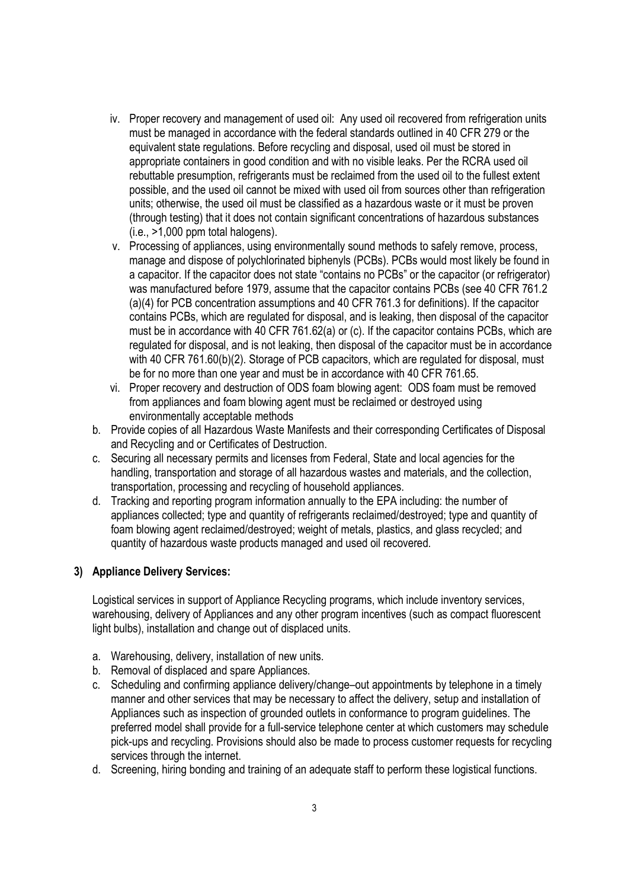iv. Proper recovery and management of used oil: Any used oil recovered from refrigeration units must be managed in accordance with the federal standards outlined in 40 CFR 279 or the equivalent state regulations. Before recycling and disposal, used oil must be stored in appropriate containers in good condition and with no visible leaks. Per the RCRA used oil rebuttable presumption, refrigerants must be reclaimed from the used oil to the fullest extent possible, and the used oil cannot be mixed with used oil from sources other than refrigeration units; otherwise, the used oil must be classified as a hazardous waste or it must be proven (through testing) that it does not contain significant concentrations of hazardous substances (i.e., >1,000 ppm total halogens).

v. Processing of appliances, using environmentally sound methods to safely remove, process, manage and dispose of polychlorinated biphenyls (PCBs). PCBs would most likely be found in a capacitor. If the capacitor does not state "contains no PCBs" or the capacitor (or refrigerator) was manufactured before 1979, assume that the capacitor contains PCBs (see 40 CFR 761.2 (a)(4) for PCB concentration assumptions and 40 CFR 761.3 for definitions). If the capacitor contains PCBs, which are regulated for disposal, and is leaking, then disposal of the capacitor must be in accordance with 40 CFR 761.62(a) or (c). If the capacitor contains PCBs, which are regulated for disposal, and is not leaking, then disposal of the capacitor must be in accordance with 40 CFR 761.60(b)(2). Storage of PCB capacitors, which are regulated for disposal, must be for no more than one year and must be in accordance with 40 CFR 761.65.

vi. Proper recovery and destruction of ODS foam blowing agent: ODS foam must be removed from appliances and foam blowing agent must be reclaimed or destroyed using environmentally acceptable methods

b. Provide copies of all Hazardous Waste Manifests and their corresponding Certificates of Disposal and Recycling and or Certificates of Destruction.

c. Securing all necessary permits and licenses from Federal, State and local agencies for the handling, transportation and storage of all hazardous wastes and materials, and the collection, transportation, processing and recycling of household appliances.

d. Tracking and reporting program information annually to the EPA including: the number of appliances collected; type and quantity of refrigerants reclaimed/destroyed; type and quantity of foam blowing agent reclaimed/destroyed; weight of metals, plastics, and glass recycled; and quantity of hazardous waste products managed and used oil recovered.

**3) Appliance Delivery Services:**

Logistical services in support of Appliance Recycling programs, which include inventory services, warehousing, delivery of Appliances and any other program incentives (such as compact fluorescent light bulbs), installation and change out of displaced units.

a. Warehousing, delivery, installation of new units.
b. Removal of displaced and spare Appliances.
c. Scheduling and confirming appliance delivery/change–out appointments by telephone in a timely manner and other services that may be necessary to affect the delivery, setup and installation of Appliances such as inspection of grounded outlets in conformance to program guidelines. The preferred model shall provide for a full-service telephone center at which customers may schedule pick-ups and recycling. Provisions should also be made to process customer requests for recycling services through the internet.
d. Screening, hiring bonding and training of an adequate staff to perform these logistical functions.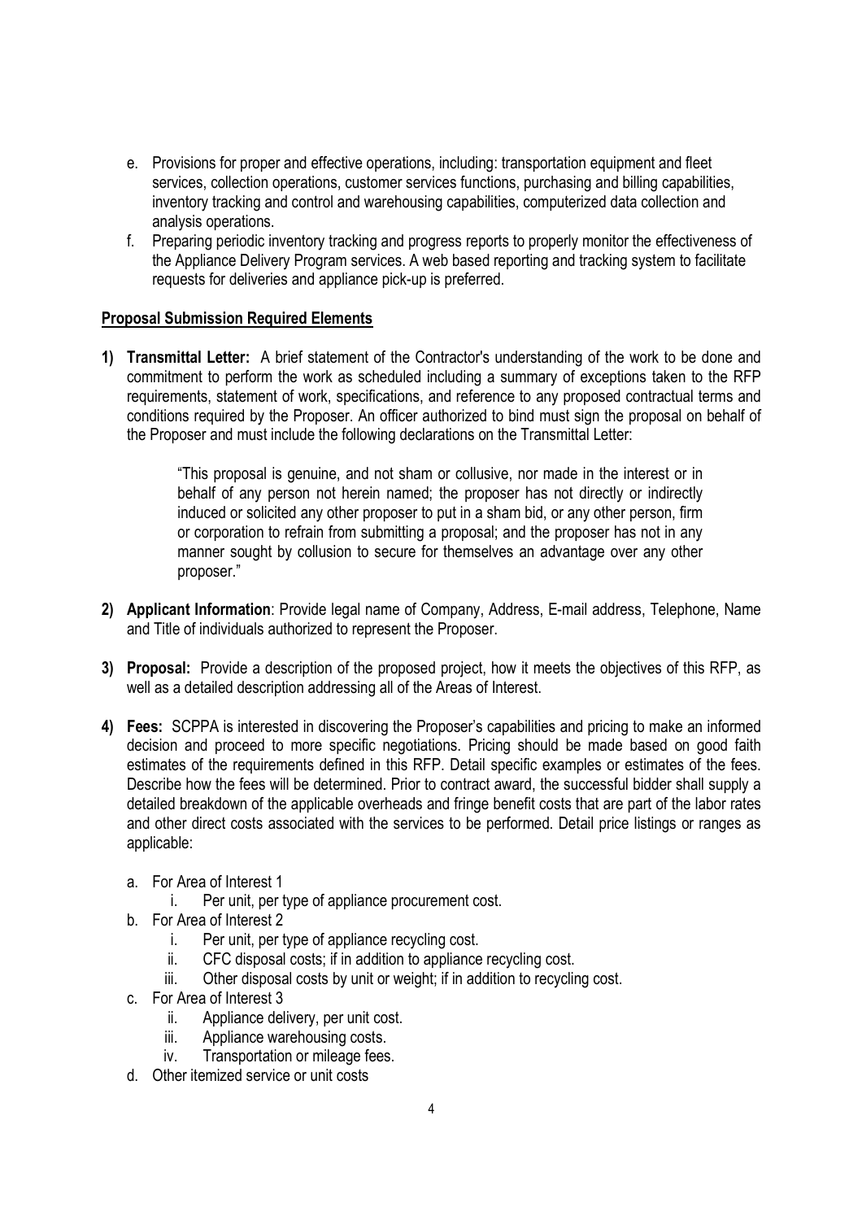e. Provisions for proper and effective operations, including: transportation equipment and fleet services, collection operations, customer services functions, purchasing and billing capabilities, inventory tracking and control and warehousing capabilities, computerized data collection and analysis operations.
f. Preparing periodic inventory tracking and progress reports to properly monitor the effectiveness of the Appliance Delivery Program services. A web based reporting and tracking system to facilitate requests for deliveries and appliance pick-up is preferred.

## Proposal Submission Required Elements

1) **Transmittal Letter:** A brief statement of the Contractor's understanding of the work to be done and commitment to perform the work as scheduled including a summary of exceptions taken to the RFP requirements, statement of work, specifications, and reference to any proposed contractual terms and conditions required by the Proposer. An officer authorized to bind must sign the proposal on behalf of the Proposer and must include the following declarations on the Transmittal Letter:

   > "This proposal is genuine, and not sham or collusive, nor made in the interest or in behalf of any person not herein named; the proposer has not directly or indirectly induced or solicited any other proposer to put in a sham bid, or any other person, firm or corporation to refrain from submitting a proposal; and the proposer has not in any manner sought by collusion to secure for themselves an advantage over any other proposer."

2) **Applicant Information**: Provide legal name of Company, Address, E-mail address, Telephone, Name and Title of individuals authorized to represent the Proposer.

3) **Proposal:** Provide a description of the proposed project, how it meets the objectives of this RFP, as well as a detailed description addressing all of the Areas of Interest.

4) **Fees:** SCPPA is interested in discovering the Proposer's capabilities and pricing to make an informed decision and proceed to more specific negotiations. Pricing should be made based on good faith estimates of the requirements defined in this RFP. Detail specific examples or estimates of the fees. Describe how the fees will be determined. Prior to contract award, the successful bidder shall supply a detailed breakdown of the applicable overheads and fringe benefit costs that are part of the labor rates and other direct costs associated with the services to be performed. Detail price listings or ranges as applicable:

   a. For Area of Interest 1
      i. Per unit, per type of appliance procurement cost.
   b. For Area of Interest 2
      i. Per unit, per type of appliance recycling cost.
      ii. CFC disposal costs; if in addition to appliance recycling cost.
      iii. Other disposal costs by unit or weight; if in addition to recycling cost.
   c. For Area of Interest 3
      ii. Appliance delivery, per unit cost.
      iii. Appliance warehousing costs.
      iv. Transportation or mileage fees.
   d. Other itemized service or unit costs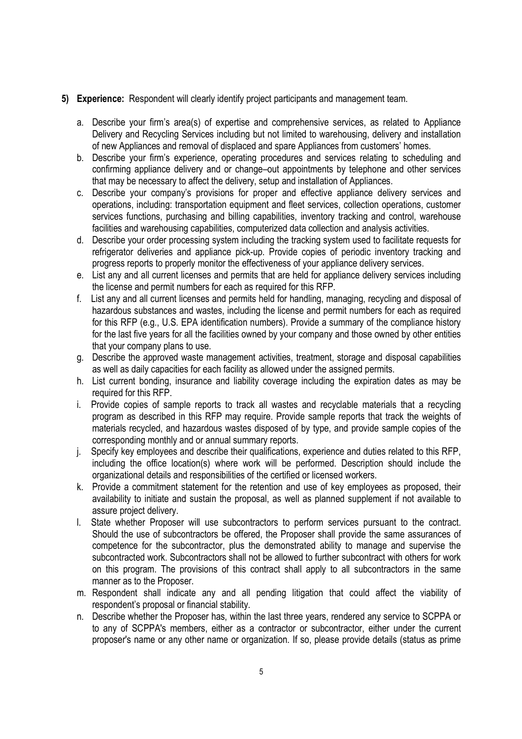5) **Experience:** Respondent will clearly identify project participants and management team.

   a. Describe your firm's area(s) of expertise and comprehensive services, as related to Appliance Delivery and Recycling Services including but not limited to warehousing, delivery and installation of new Appliances and removal of displaced and spare Appliances from customers' homes.
   b. Describe your firm's experience, operating procedures and services relating to scheduling and confirming appliance delivery and or change–out appointments by telephone and other services that may be necessary to affect the delivery, setup and installation of Appliances.
   c. Describe your company's provisions for proper and effective appliance delivery services and operations, including: transportation equipment and fleet services, collection operations, customer services functions, purchasing and billing capabilities, inventory tracking and control, warehouse facilities and warehousing capabilities, computerized data collection and analysis activities.
   d. Describe your order processing system including the tracking system used to facilitate requests for refrigerator deliveries and appliance pick-up. Provide copies of periodic inventory tracking and progress reports to properly monitor the effectiveness of your appliance delivery services.
   e. List any and all current licenses and permits that are held for appliance delivery services including the license and permit numbers for each as required for this RFP.
   f. List any and all current licenses and permits held for handling, managing, recycling and disposal of hazardous substances and wastes, including the license and permit numbers for each as required for this RFP (e.g., U.S. EPA identification numbers). Provide a summary of the compliance history for the last five years for all the facilities owned by your company and those owned by other entities that your company plans to use.
   g. Describe the approved waste management activities, treatment, storage and disposal capabilities as well as daily capacities for each facility as allowed under the assigned permits.
   h. List current bonding, insurance and liability coverage including the expiration dates as may be required for this RFP.
   i. Provide copies of sample reports to track all wastes and recyclable materials that a recycling program as described in this RFP may require. Provide sample reports that track the weights of materials recycled, and hazardous wastes disposed of by type, and provide sample copies of the corresponding monthly and or annual summary reports.
   j. Specify key employees and describe their qualifications, experience and duties related to this RFP, including the office location(s) where work will be performed. Description should include the organizational details and responsibilities of the certified or licensed workers.
   k. Provide a commitment statement for the retention and use of key employees as proposed, their availability to initiate and sustain the proposal, as well as planned supplement if not available to assure project delivery.
   l. State whether Proposer will use subcontractors to perform services pursuant to the contract. Should the use of subcontractors be offered, the Proposer shall provide the same assurances of competence for the subcontractor, plus the demonstrated ability to manage and supervise the subcontracted work. Subcontractors shall not be allowed to further subcontract with others for work on this program. The provisions of this contract shall apply to all subcontractors in the same manner as to the Proposer.
   m. Respondent shall indicate any and all pending litigation that could affect the viability of respondent's proposal or financial stability.
   n. Describe whether the Proposer has, within the last three years, rendered any service to SCPPA or to any of SCPPA's members, either as a contractor or subcontractor, either under the current proposer's name or any other name or organization. If so, please provide details (status as prime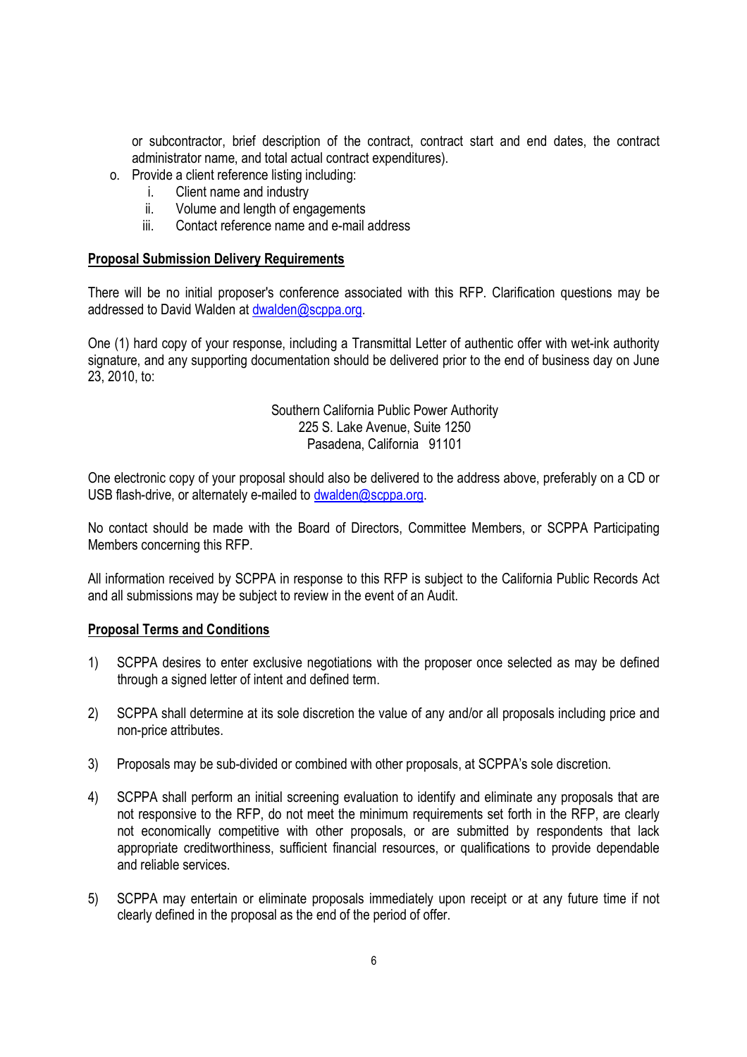or subcontractor, brief description of the contract, contract start and end dates, the contract administrator name, and total actual contract expenditures).

o. Provide a client reference listing including:
   i. Client name and industry
   ii. Volume and length of engagements
   iii. Contact reference name and e-mail address

**Proposal Submission Delivery Requirements**

There will be no initial proposer's conference associated with this RFP. Clarification questions may be addressed to David Walden at dwalden@scppa.org.

One (1) hard copy of your response, including a Transmittal Letter of authentic offer with wet-ink authority signature, and any supporting documentation should be delivered prior to the end of business day on June 23, 2010, to:

Southern California Public Power Authority
225 S. Lake Avenue, Suite 1250
Pasadena, California 91101

One electronic copy of your proposal should also be delivered to the address above, preferably on a CD or USB flash-drive, or alternately e-mailed to dwalden@scppa.org.

No contact should be made with the Board of Directors, Committee Members, or SCPPA Participating Members concerning this RFP.

All information received by SCPPA in response to this RFP is subject to the California Public Records Act and all submissions may be subject to review in the event of an Audit.

**Proposal Terms and Conditions**

1) SCPPA desires to enter exclusive negotiations with the proposer once selected as may be defined through a signed letter of intent and defined term.

2) SCPPA shall determine at its sole discretion the value of any and/or all proposals including price and non-price attributes.

3) Proposals may be sub-divided or combined with other proposals, at SCPPA's sole discretion.

4) SCPPA shall perform an initial screening evaluation to identify and eliminate any proposals that are not responsive to the RFP, do not meet the minimum requirements set forth in the RFP, are clearly not economically competitive with other proposals, or are submitted by respondents that lack appropriate creditworthiness, sufficient financial resources, or qualifications to provide dependable and reliable services.

5) SCPPA may entertain or eliminate proposals immediately upon receipt or at any future time if not clearly defined in the proposal as the end of the period of offer.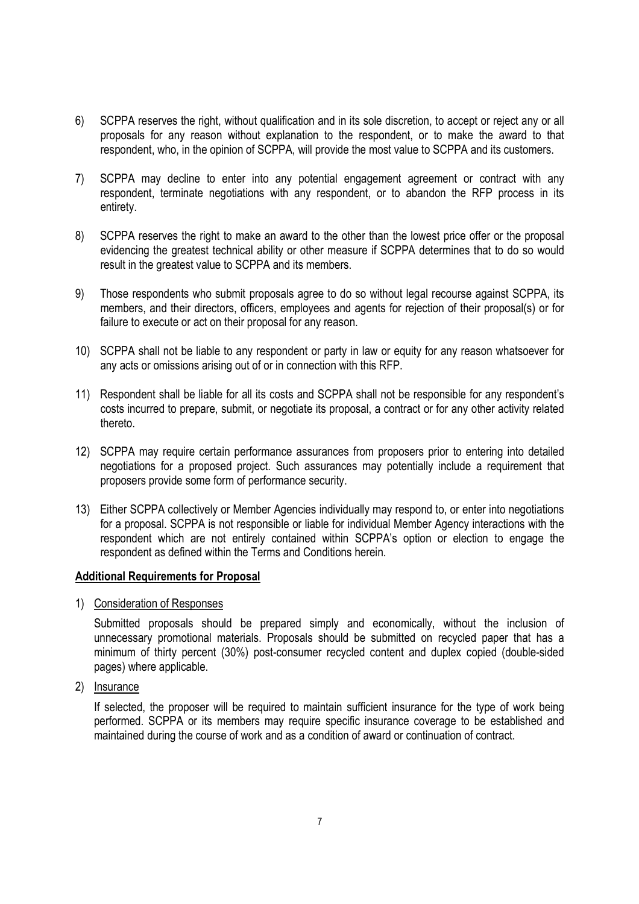6) SCPPA reserves the right, without qualification and in its sole discretion, to accept or reject any or all proposals for any reason without explanation to the respondent, or to make the award to that respondent, who, in the opinion of SCPPA, will provide the most value to SCPPA and its customers.

7) SCPPA may decline to enter into any potential engagement agreement or contract with any respondent, terminate negotiations with any respondent, or to abandon the RFP process in its entirety.

8) SCPPA reserves the right to make an award to the other than the lowest price offer or the proposal evidencing the greatest technical ability or other measure if SCPPA determines that to do so would result in the greatest value to SCPPA and its members.

9) Those respondents who submit proposals agree to do so without legal recourse against SCPPA, its members, and their directors, officers, employees and agents for rejection of their proposal(s) or for failure to execute or act on their proposal for any reason.

10) SCPPA shall not be liable to any respondent or party in law or equity for any reason whatsoever for any acts or omissions arising out of or in connection with this RFP.

11) Respondent shall be liable for all its costs and SCPPA shall not be responsible for any respondent's costs incurred to prepare, submit, or negotiate its proposal, a contract or for any other activity related thereto.

12) SCPPA may require certain performance assurances from proposers prior to entering into detailed negotiations for a proposed project. Such assurances may potentially include a requirement that proposers provide some form of performance security.

13) Either SCPPA collectively or Member Agencies individually may respond to, or enter into negotiations for a proposal. SCPPA is not responsible or liable for individual Member Agency interactions with the respondent which are not entirely contained within SCPPA's option or election to engage the respondent as defined within the Terms and Conditions herein.

**Additional Requirements for Proposal**

1) Consideration of Responses

   Submitted proposals should be prepared simply and economically, without the inclusion of unnecessary promotional materials. Proposals should be submitted on recycled paper that has a minimum of thirty percent (30%) post-consumer recycled content and duplex copied (double-sided pages) where applicable.

2) Insurance

   If selected, the proposer will be required to maintain sufficient insurance for the type of work being performed. SCPPA or its members may require specific insurance coverage to be established and maintained during the course of work and as a condition of award or continuation of contract.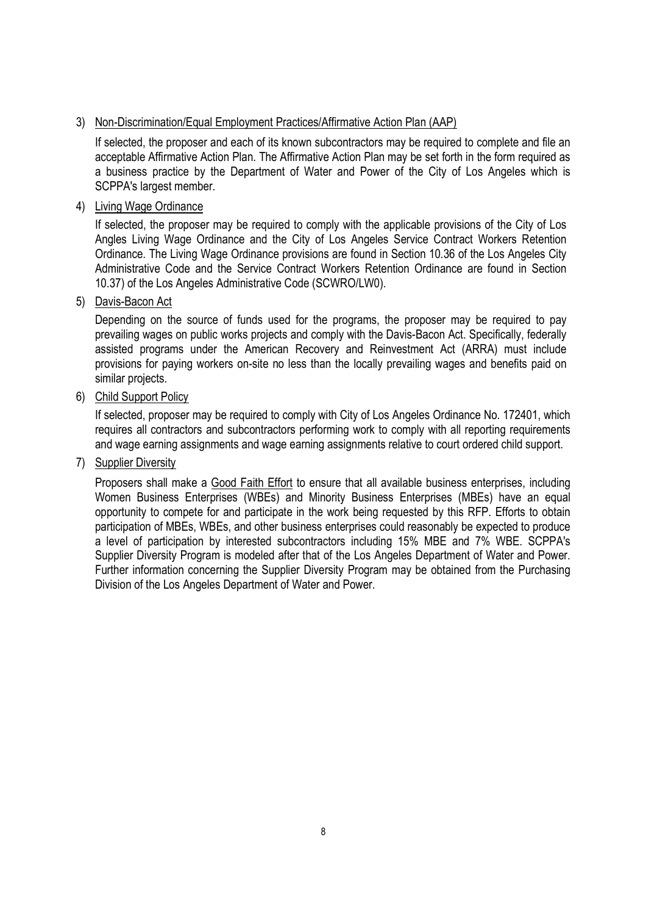3) Non-Discrimination/Equal Employment Practices/Affirmative Action Plan (AAP)

   If selected, the proposer and each of its known subcontractors may be required to complete and file an acceptable Affirmative Action Plan. The Affirmative Action Plan may be set forth in the form required as a business practice by the Department of Water and Power of the City of Los Angeles which is SCPPA's largest member.

4) Living Wage Ordinance

   If selected, the proposer may be required to comply with the applicable provisions of the City of Los Angles Living Wage Ordinance and the City of Los Angeles Service Contract Workers Retention Ordinance. The Living Wage Ordinance provisions are found in Section 10.36 of the Los Angeles City Administrative Code and the Service Contract Workers Retention Ordinance are found in Section 10.37) of the Los Angeles Administrative Code (SCWRO/LW0).

5) Davis-Bacon Act

   Depending on the source of funds used for the programs, the proposer may be required to pay prevailing wages on public works projects and comply with the Davis-Bacon Act. Specifically, federally assisted programs under the American Recovery and Reinvestment Act (ARRA) must include provisions for paying workers on-site no less than the locally prevailing wages and benefits paid on similar projects.

6) Child Support Policy

   If selected, proposer may be required to comply with City of Los Angeles Ordinance No. 172401, which requires all contractors and subcontractors performing work to comply with all reporting requirements and wage earning assignments and wage earning assignments relative to court ordered child support.

7) Supplier Diversity

   Proposers shall make a Good Faith Effort to ensure that all available business enterprises, including Women Business Enterprises (WBEs) and Minority Business Enterprises (MBEs) have an equal opportunity to compete for and participate in the work being requested by this RFP. Efforts to obtain participation of MBEs, WBEs, and other business enterprises could reasonably be expected to produce a level of participation by interested subcontractors including 15% MBE and 7% WBE. SCPPA's Supplier Diversity Program is modeled after that of the Los Angeles Department of Water and Power. Further information concerning the Supplier Diversity Program may be obtained from the Purchasing Division of the Los Angeles Department of Water and Power.